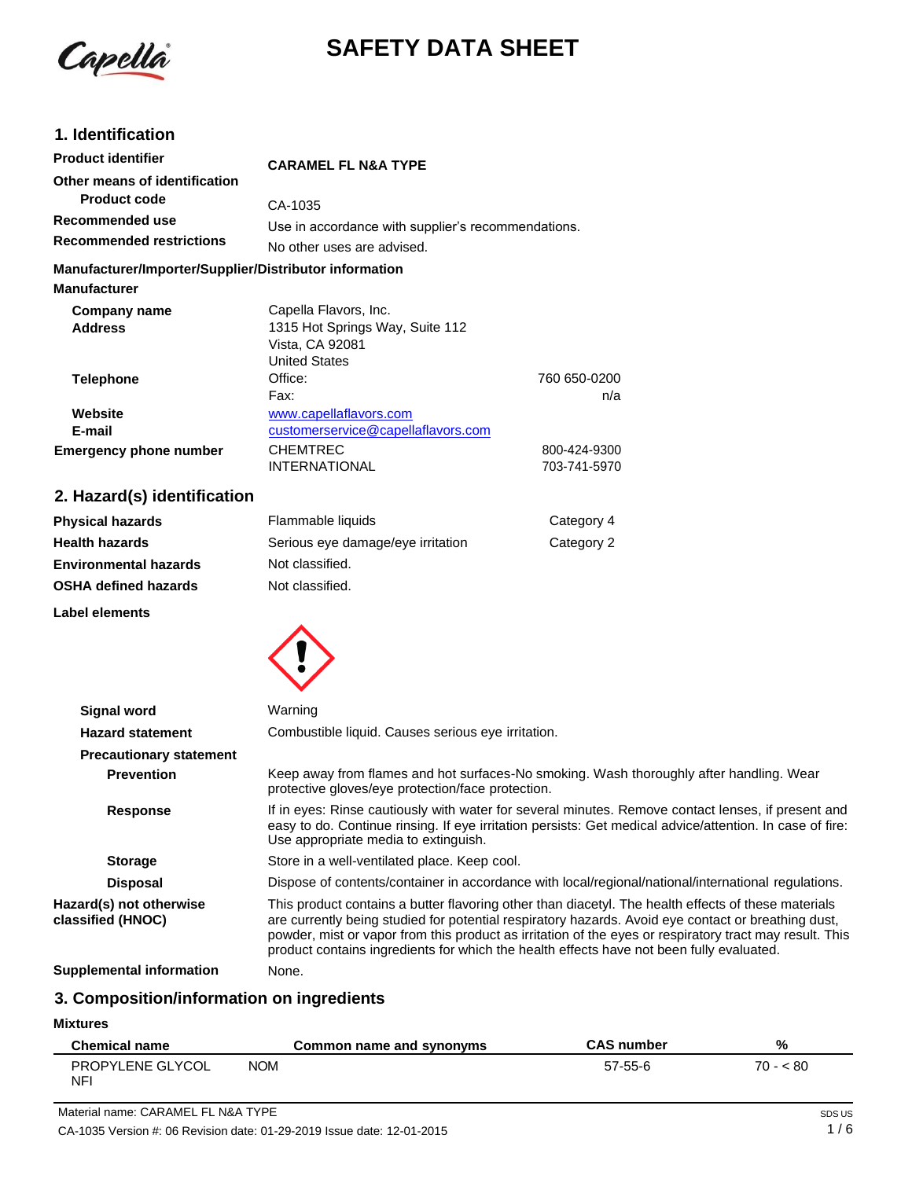# SAFETY DATA SHEET

## 1. Identification

| | | |
|---|---|---|
| **Product identifier** | **CARAMEL FL N&A TYPE** | |
| **Other means of identification** | | |
| **Product code** | CA-1035 | |
| **Recommended use** | Use in accordance with supplier's recommendations. | |
| **Recommended restrictions** | No other uses are advised. | |

**Manufacturer/Importer/Supplier/Distributor information**

**Manufacturer**

| | | |
|---|---|---|
| **Company name** | Capella Flavors, Inc. | |
| **Address** | 1315 Hot Springs Way, Suite 112<br>Vista, CA 92081<br>United States | |
| **Telephone** | Office: | 760 650-0200 |
| | Fax: | n/a |
| **Website** | www.capellaflavors.com | |
| **E-mail** | customerservice@capellaflavors.com | |
| **Emergency phone number** | CHEMTREC | 800-424-9300 |
| | INTERNATIONAL | 703-741-5970 |

## 2. Hazard(s) identification

| | | |
|---|---|---|
| **Physical hazards** | Flammable liquids | Category 4 |
| **Health hazards** | Serious eye damage/eye irritation | Category 2 |
| **Environmental hazards** | Not classified. | |
| **OSHA defined hazards** | Not classified. | |

**Label elements**

**Signal word** Warning

**Hazard statement** Combustible liquid. Causes serious eye irritation.

**Precautionary statement**

**Prevention** Keep away from flames and hot surfaces-No smoking. Wash thoroughly after handling. Wear protective gloves/eye protection/face protection.

**Response** If in eyes: Rinse cautiously with water for several minutes. Remove contact lenses, if present and easy to do. Continue rinsing. If eye irritation persists: Get medical advice/attention. In case of fire: Use appropriate media to extinguish.

**Storage** Store in a well-ventilated place. Keep cool.

**Disposal** Dispose of contents/container in accordance with local/regional/national/international regulations.

**Hazard(s) not otherwise classified (HNOC)** This product contains a butter flavoring other than diacetyl. The health effects of these materials are currently being studied for potential respiratory hazards. Avoid eye contact or breathing dust, powder, mist or vapor from this product as irritation of the eyes or respiratory tract may result. This product contains ingredients for which the health effects have not been fully evaluated.

**Supplemental information** None.

## 3. Composition/information on ingredients

**Mixtures**

| Chemical name | Common name and synonyms | CAS number | % |
|---|---|---|---|
| PROPYLENE GLYCOL NFI | NOM | 57-55-6 | 70 - < 80 |

Material name: CARAMEL FL N&A TYPE

CA-1035 Version #: 06 Revision date: 01-29-2019 Issue date: 12-01-2015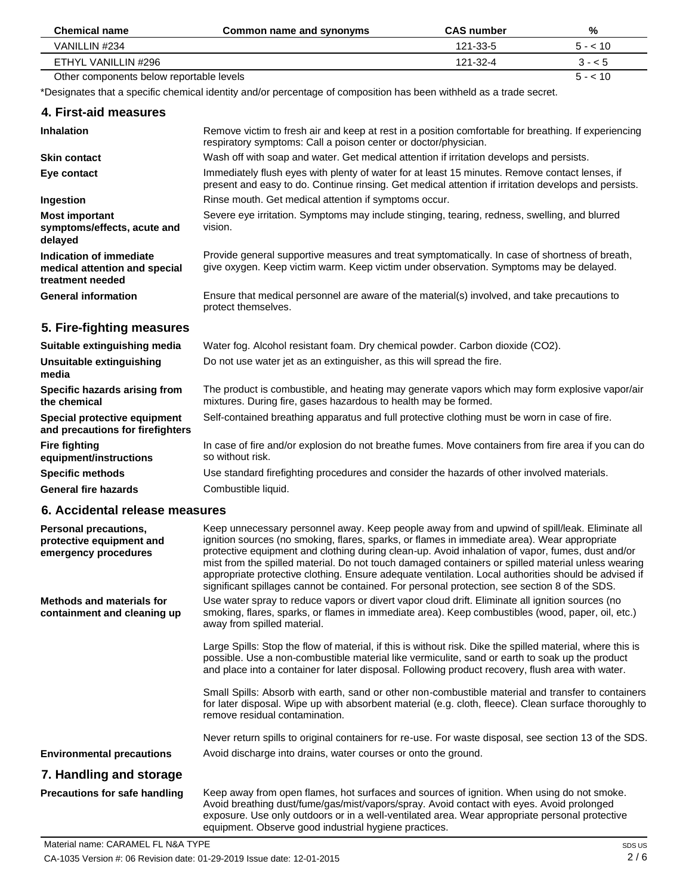| Chemical name | Common name and synonyms | CAS number | % |
| --- | --- | --- | --- |
| VANILLIN #234 | | 121-33-5 | 5 - < 10 |
| ETHYL VANILLIN #296 | | 121-32-4 | 3 - < 5 |
| Other components below reportable levels | | | 5 - < 10 |

*Designates that a specific chemical identity and/or percentage of composition has been withheld as a trade secret.

## 4. First-aid measures

**Inhalation**
Remove victim to fresh air and keep at rest in a position comfortable for breathing. If experiencing respiratory symptoms: Call a poison center or doctor/physician.

**Skin contact**
Wash off with soap and water. Get medical attention if irritation develops and persists.

**Eye contact**
Immediately flush eyes with plenty of water for at least 15 minutes. Remove contact lenses, if present and easy to do. Continue rinsing. Get medical attention if irritation develops and persists.

**Ingestion**
Rinse mouth. Get medical attention if symptoms occur.

**Most important symptoms/effects, acute and delayed**
Severe eye irritation. Symptoms may include stinging, tearing, redness, swelling, and blurred vision.

**Indication of immediate medical attention and special treatment needed**
Provide general supportive measures and treat symptomatically. In case of shortness of breath, give oxygen. Keep victim warm. Keep victim under observation. Symptoms may be delayed.

**General information**
Ensure that medical personnel are aware of the material(s) involved, and take precautions to protect themselves.

## 5. Fire-fighting measures

**Suitable extinguishing media**
Water fog. Alcohol resistant foam. Dry chemical powder. Carbon dioxide ($CO_2$).

**Unsuitable extinguishing media**
Do not use water jet as an extinguisher, as this will spread the fire.

**Specific hazards arising from the chemical**
The product is combustible, and heating may generate vapors which may form explosive vapor/air mixtures. During fire, gases hazardous to health may be formed.

**Special protective equipment and precautions for firefighters**
Self-contained breathing apparatus and full protective clothing must be worn in case of fire.

**Fire fighting equipment/instructions**
In case of fire and/or explosion do not breathe fumes. Move containers from fire area if you can do so without risk.

**Specific methods**
Use standard firefighting procedures and consider the hazards of other involved materials.

**General fire hazards**
Combustible liquid.

## 6. Accidental release measures

**Personal precautions, protective equipment and emergency procedures**
Keep unnecessary personnel away. Keep people away from and upwind of spill/leak. Eliminate all ignition sources (no smoking, flares, sparks, or flames in immediate area). Wear appropriate protective equipment and clothing during clean-up. Avoid inhalation of vapor, fumes, dust and/or mist from the spilled material. Do not touch damaged containers or spilled material unless wearing appropriate protective clothing. Ensure adequate ventilation. Local authorities should be advised if significant spillages cannot be contained. For personal protection, see section 8 of the SDS.

**Methods and materials for containment and cleaning up**
Use water spray to reduce vapors or divert vapor cloud drift. Eliminate all ignition sources (no smoking, flares, sparks, or flames in immediate area). Keep combustibles (wood, paper, oil, etc.) away from spilled material.

Large Spills: Stop the flow of material, if this is without risk. Dike the spilled material, where this is possible. Use a non-combustible material like vermiculite, sand or earth to soak up the product and place into a container for later disposal. Following product recovery, flush area with water.

Small Spills: Absorb with earth, sand or other non-combustible material and transfer to containers for later disposal. Wipe up with absorbent material (e.g. cloth, fleece). Clean surface thoroughly to remove residual contamination.

Never return spills to original containers for re-use. For waste disposal, see section 13 of the SDS.

**Environmental precautions**
Avoid discharge into drains, water courses or onto the ground.

## 7. Handling and storage

**Precautions for safe handling**
Keep away from open flames, hot surfaces and sources of ignition. When using do not smoke. Avoid breathing dust/fume/gas/mist/vapors/spray. Avoid contact with eyes. Avoid prolonged exposure. Use only outdoors or in a well-ventilated area. Wear appropriate personal protective equipment. Observe good industrial hygiene practices.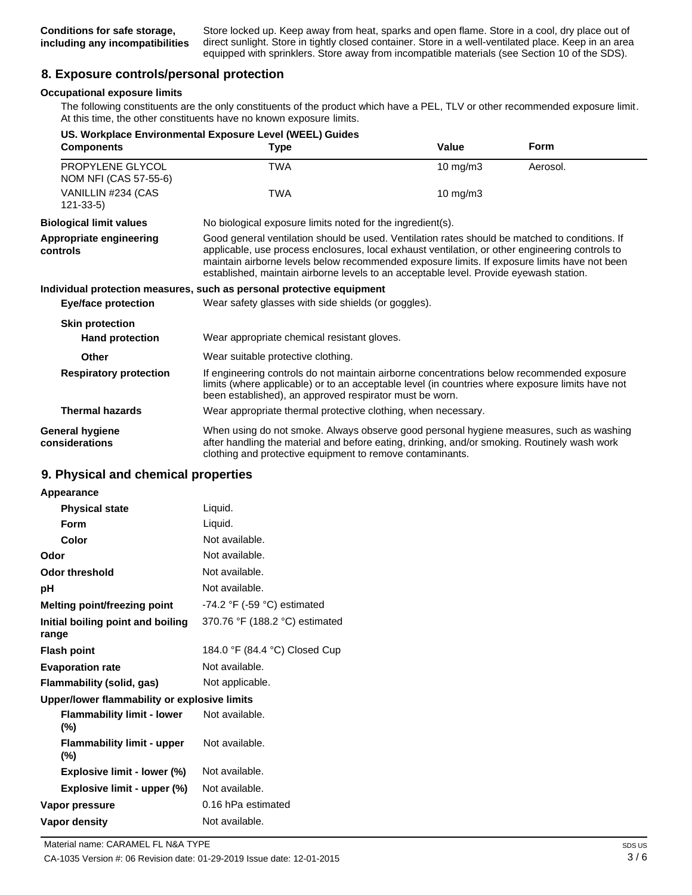| | |
|---|---|
| **Conditions for safe storage, including any incompatibilities** | Store locked up. Keep away from heat, sparks and open flame. Store in a cool, dry place out of direct sunlight. Store in tightly closed container. Store in a well-ventilated place. Keep in an area equipped with sprinklers. Store away from incompatible materials (see Section 10 of the SDS). |

## 8. Exposure controls/personal protection

**Occupational exposure limits**

The following constituents are the only constituents of the product which have a PEL, TLV or other recommended exposure limit. At this time, the other constituents have no known exposure limits.

**US. Workplace Environmental Exposure Level (WEEL) Guides**

| Components | Type | Value | Form |
|---|---|---|---|
| PROPYLENE GLYCOL NOM NFI (CAS 57-55-6) | TWA | 10 mg/m3 | Aerosol. |
| VANILLIN #234 (CAS 121-33-5) | TWA | 10 mg/m3 | |

| | |
|---|---|
| **Biological limit values** | No biological exposure limits noted for the ingredient(s). |
| **Appropriate engineering controls** | Good general ventilation should be used. Ventilation rates should be matched to conditions. If applicable, use process enclosures, local exhaust ventilation, or other engineering controls to maintain airborne levels below recommended exposure limits. If exposure limits have not been established, maintain airborne levels to an acceptable level. Provide eyewash station. |

**Individual protection measures, such as personal protective equipment**

| | |
|---|---|
| **Eye/face protection** | Wear safety glasses with side shields (or goggles). |
| **Skin protection** | |
| **Hand protection** | Wear appropriate chemical resistant gloves. |
| **Other** | Wear suitable protective clothing. |
| **Respiratory protection** | If engineering controls do not maintain airborne concentrations below recommended exposure limits (where applicable) or to an acceptable level (in countries where exposure limits have not been established), an approved respirator must be worn. |
| **Thermal hazards** | Wear appropriate thermal protective clothing, when necessary. |
| **General hygiene considerations** | When using do not smoke. Always observe good personal hygiene measures, such as washing after handling the material and before eating, drinking, and/or smoking. Routinely wash work clothing and protective equipment to remove contaminants. |

## 9. Physical and chemical properties

| | |
|---|---|
| **Appearance** | |
| **Physical state** | Liquid. |
| **Form** | Liquid. |
| **Color** | Not available. |
| **Odor** | Not available. |
| **Odor threshold** | Not available. |
| **pH** | Not available. |
| **Melting point/freezing point** | -74.2 °F (-59 °C) estimated |
| **Initial boiling point and boiling range** | 370.76 °F (188.2 °C) estimated |
| **Flash point** | 184.0 °F (84.4 °C) Closed Cup |
| **Evaporation rate** | Not available. |
| **Flammability (solid, gas)** | Not applicable. |
| **Upper/lower flammability or explosive limits** | |
| **Flammability limit - lower (%)** | Not available. |
| **Flammability limit - upper (%)** | Not available. |
| **Explosive limit - lower (%)** | Not available. |
| **Explosive limit - upper (%)** | Not available. |
| **Vapor pressure** | 0.16 hPa estimated |
| **Vapor density** | Not available. |

Material name: CARAMEL FL N&A TYPE

CA-1035 Version #: 06 Revision date: 01-29-2019 Issue date: 12-01-2015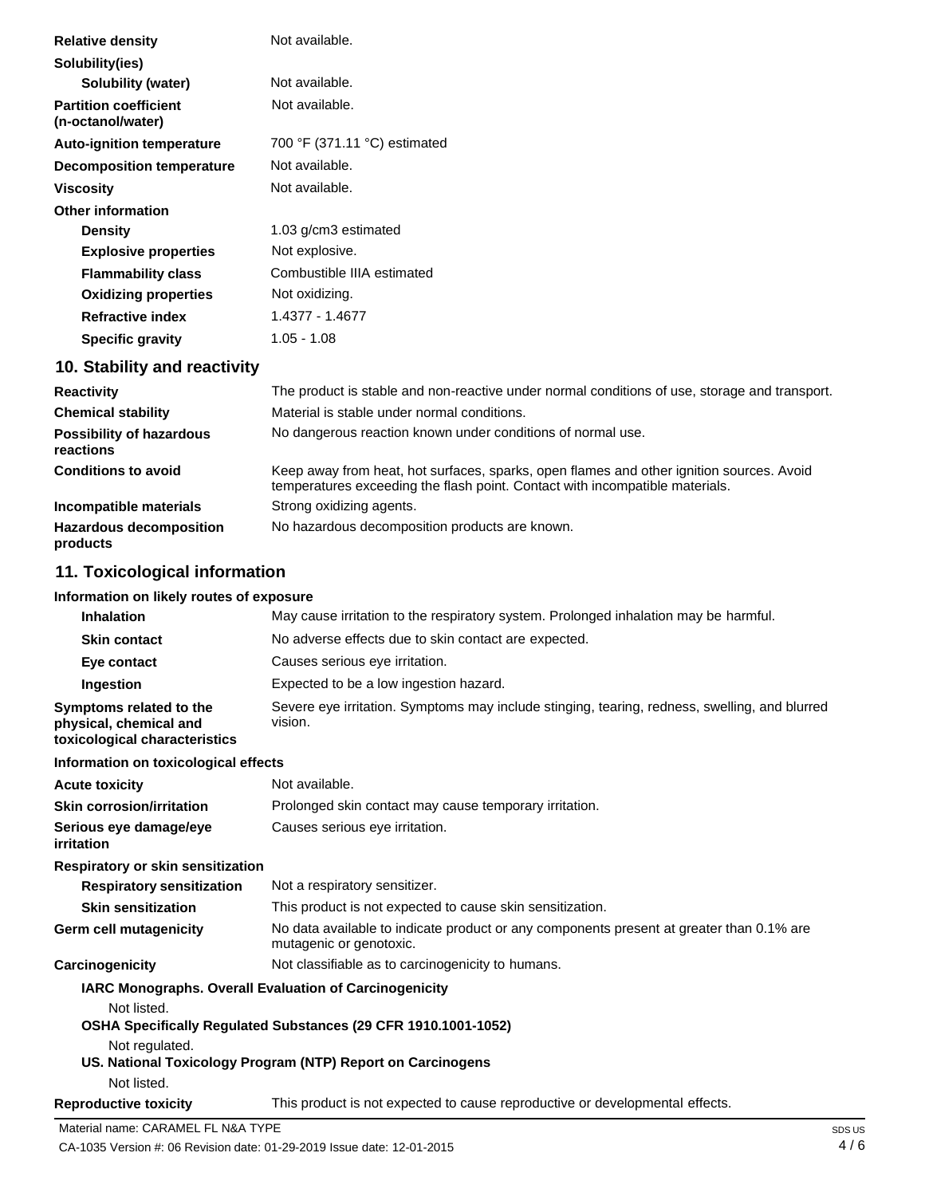| | |
|---|---|
| **Relative density** | Not available. |
| **Solubility(ies)** | |
| **Solubility (water)** | Not available. |
| **Partition coefficient (n-octanol/water)** | Not available. |
| **Auto-ignition temperature** | 700 °F (371.11 °C) estimated |
| **Decomposition temperature** | Not available. |
| **Viscosity** | Not available. |
| **Other information** | |
| **Density** | 1.03 g/cm3 estimated |
| **Explosive properties** | Not explosive. |
| **Flammability class** | Combustible IIIA estimated |
| **Oxidizing properties** | Not oxidizing. |
| **Refractive index** | 1.4377 - 1.4677 |
| **Specific gravity** | 1.05 - 1.08 |

## 10. Stability and reactivity

| | |
|---|---|
| **Reactivity** | The product is stable and non-reactive under normal conditions of use, storage and transport. |
| **Chemical stability** | Material is stable under normal conditions. |
| **Possibility of hazardous reactions** | No dangerous reaction known under conditions of normal use. |
| **Conditions to avoid** | Keep away from heat, hot surfaces, sparks, open flames and other ignition sources. Avoid temperatures exceeding the flash point. Contact with incompatible materials. |
| **Incompatible materials** | Strong oxidizing agents. |
| **Hazardous decomposition products** | No hazardous decomposition products are known. |

## 11. Toxicological information

**Information on likely routes of exposure**

| | |
|---|---|
| **Inhalation** | May cause irritation to the respiratory system. Prolonged inhalation may be harmful. |
| **Skin contact** | No adverse effects due to skin contact are expected. |
| **Eye contact** | Causes serious eye irritation. |
| **Ingestion** | Expected to be a low ingestion hazard. |
| **Symptoms related to the physical, chemical and toxicological characteristics** | Severe eye irritation. Symptoms may include stinging, tearing, redness, swelling, and blurred vision. |

**Information on toxicological effects**

| | |
|---|---|
| **Acute toxicity** | Not available. |
| **Skin corrosion/irritation** | Prolonged skin contact may cause temporary irritation. |
| **Serious eye damage/eye irritation** | Causes serious eye irritation. |
| **Respiratory or skin sensitization** | |
| **Respiratory sensitization** | Not a respiratory sensitizer. |
| **Skin sensitization** | This product is not expected to cause skin sensitization. |
| **Germ cell mutagenicity** | No data available to indicate product or any components present at greater than 0.1% are mutagenic or genotoxic. |
| **Carcinogenicity** | Not classifiable as to carcinogenicity to humans. |

**IARC Monographs. Overall Evaluation of Carcinogenicity**

Not listed.

**OSHA Specifically Regulated Substances (29 CFR 1910.1001-1052)**

Not regulated.

**US. National Toxicology Program (NTP) Report on Carcinogens**

Not listed.

| | |
|---|---|
| **Reproductive toxicity** | This product is not expected to cause reproductive or developmental effects. |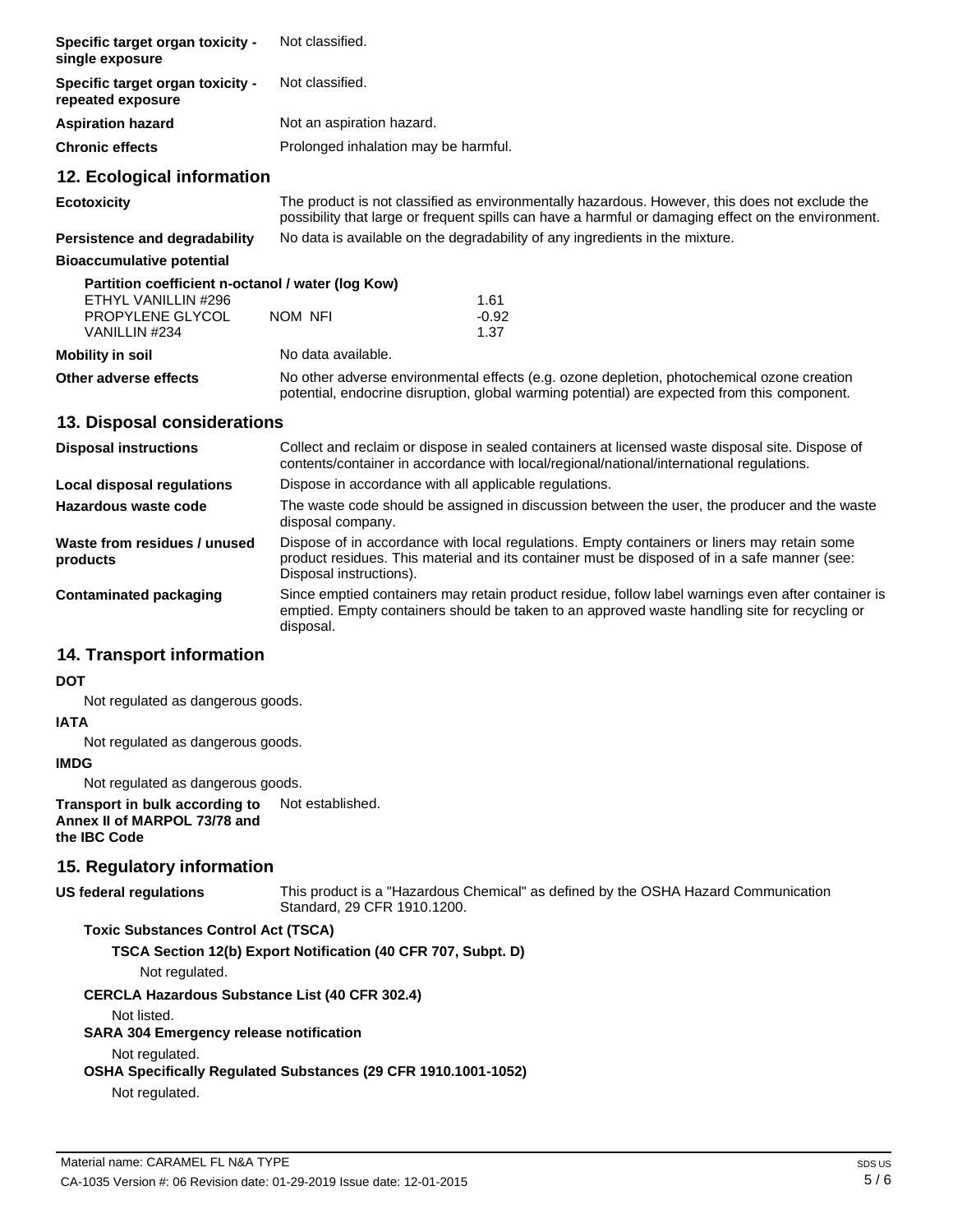| | |
|---|---|
| **Specific target organ toxicity - single exposure** | Not classified. |
| **Specific target organ toxicity - repeated exposure** | Not classified. |
| **Aspiration hazard** | Not an aspiration hazard. |
| **Chronic effects** | Prolonged inhalation may be harmful. |

## 12. Ecological information

**Ecotoxicity**
The product is not classified as environmentally hazardous. However, this does not exclude the possibility that large or frequent spills can have a harmful or damaging effect on the environment.

**Persistence and degradability**
No data is available on the degradability of any ingredients in the mixture.

**Bioaccumulative potential**

**Partition coefficient n-octanol / water (log Kow)**

| | | |
|---|---|---|
| ETHYL VANILLIN #296 | | 1.61 |
| PROPYLENE GLYCOL | NOM NFI | -0.92 |
| VANILLIN #234 | | 1.37 |

**Mobility in soil**
No data available.

**Other adverse effects**
No other adverse environmental effects (e.g. ozone depletion, photochemical ozone creation potential, endocrine disruption, global warming potential) are expected from this component.

## 13. Disposal considerations

**Disposal instructions**
Collect and reclaim or dispose in sealed containers at licensed waste disposal site. Dispose of contents/container in accordance with local/regional/national/international regulations.

**Local disposal regulations**
Dispose in accordance with all applicable regulations.

**Hazardous waste code**
The waste code should be assigned in discussion between the user, the producer and the waste disposal company.

**Waste from residues / unused products**
Dispose of in accordance with local regulations. Empty containers or liners may retain some product residues. This material and its container must be disposed of in a safe manner (see: Disposal instructions).

**Contaminated packaging**
Since emptied containers may retain product residue, follow label warnings even after container is emptied. Empty containers should be taken to an approved waste handling site for recycling or disposal.

## 14. Transport information

**DOT**

Not regulated as dangerous goods.

**IATA**

Not regulated as dangerous goods.

**IMDG**

Not regulated as dangerous goods.

**Transport in bulk according to Annex II of MARPOL 73/78 and the IBC Code**
Not established.

## 15. Regulatory information

**US federal regulations**
This product is a "Hazardous Chemical" as defined by the OSHA Hazard Communication Standard, 29 CFR 1910.1200.

**Toxic Substances Control Act (TSCA)**

**TSCA Section 12(b) Export Notification (40 CFR 707, Subpt. D)**

Not regulated.

**CERCLA Hazardous Substance List (40 CFR 302.4)**

Not listed.

**SARA 304 Emergency release notification**

Not regulated.

**OSHA Specifically Regulated Substances (29 CFR 1910.1001-1052)**

Not regulated.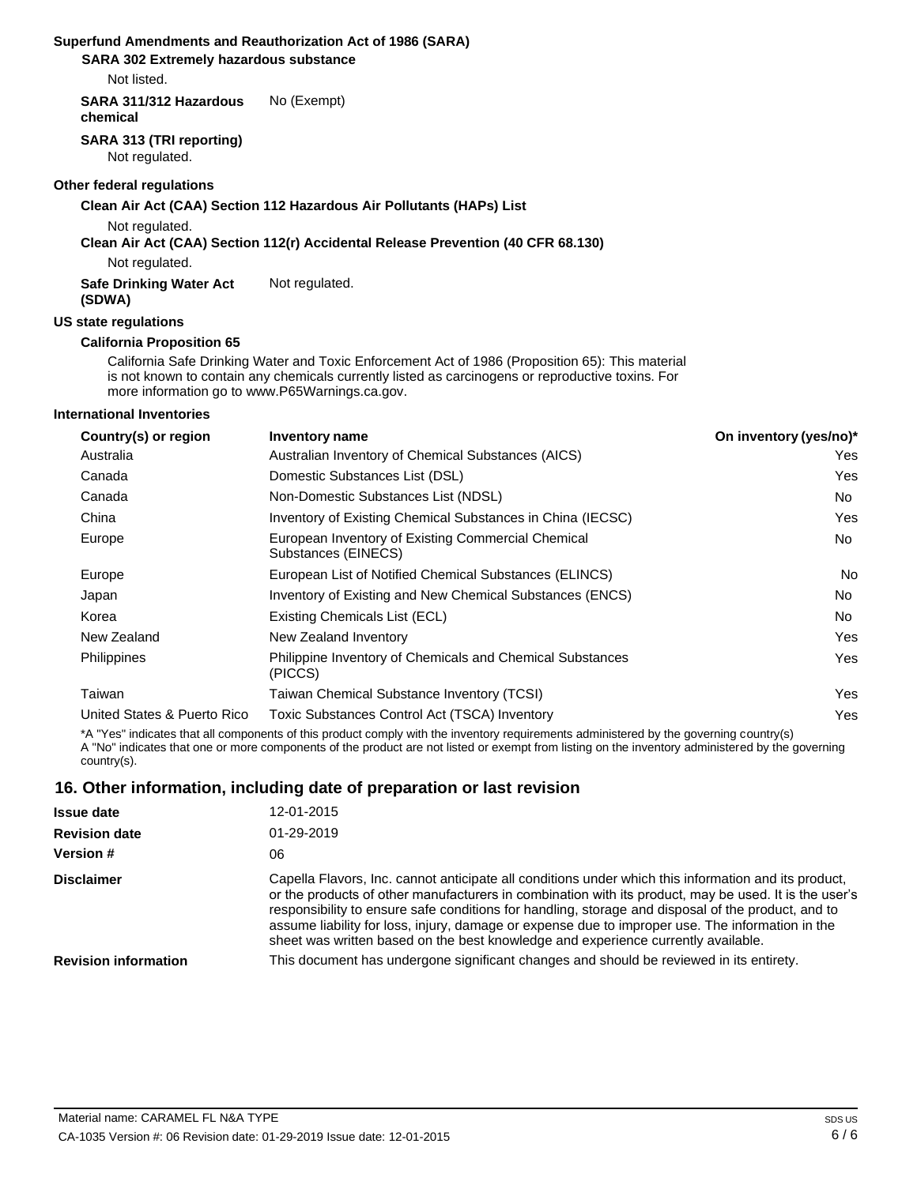### Superfund Amendments and Reauthorization Act of 1986 (SARA)

**SARA 302 Extremely hazardous substance**

Not listed.

**SARA 311/312 Hazardous chemical** No (Exempt)

**SARA 313 (TRI reporting)**

Not regulated.

### Other federal regulations

**Clean Air Act (CAA) Section 112 Hazardous Air Pollutants (HAPs) List**

Not regulated.

**Clean Air Act (CAA) Section 112(r) Accidental Release Prevention (40 CFR 68.130)**

Not regulated.

**Safe Drinking Water Act (SDWA)** Not regulated.

### US state regulations

**California Proposition 65**

California Safe Drinking Water and Toxic Enforcement Act of 1986 (Proposition 65): This material is not known to contain any chemicals currently listed as carcinogens or reproductive toxins. For more information go to www.P65Warnings.ca.gov.

### International Inventories

| Country(s) or region | Inventory name | On inventory (yes/no)* |
|---|---|---|
| Australia | Australian Inventory of Chemical Substances (AICS) | Yes |
| Canada | Domestic Substances List (DSL) | Yes |
| Canada | Non-Domestic Substances List (NDSL) | No |
| China | Inventory of Existing Chemical Substances in China (IECSC) | Yes |
| Europe | European Inventory of Existing Commercial Chemical Substances (EINECS) | No |
| Europe | European List of Notified Chemical Substances (ELINCS) | No |
| Japan | Inventory of Existing and New Chemical Substances (ENCS) | No |
| Korea | Existing Chemicals List (ECL) | No |
| New Zealand | New Zealand Inventory | Yes |
| Philippines | Philippine Inventory of Chemicals and Chemical Substances (PICCS) | Yes |
| Taiwan | Taiwan Chemical Substance Inventory (TCSI) | Yes |
| United States & Puerto Rico | Toxic Substances Control Act (TSCA) Inventory | Yes |

*A "Yes" indicates that all components of this product comply with the inventory requirements administered by the governing country(s)
A "No" indicates that one or more components of the product are not listed or exempt from listing on the inventory administered by the governing country(s).

## 16. Other information, including date of preparation or last revision

**Issue date** 12-01-2015

**Revision date** 01-29-2019

**Version #** 06

**Disclaimer** Capella Flavors, Inc. cannot anticipate all conditions under which this information and its product, or the products of other manufacturers in combination with its product, may be used. It is the user's responsibility to ensure safe conditions for handling, storage and disposal of the product, and to assume liability for loss, injury, damage or expense due to improper use. The information in the sheet was written based on the best knowledge and experience currently available.

**Revision information** This document has undergone significant changes and should be reviewed in its entirety.